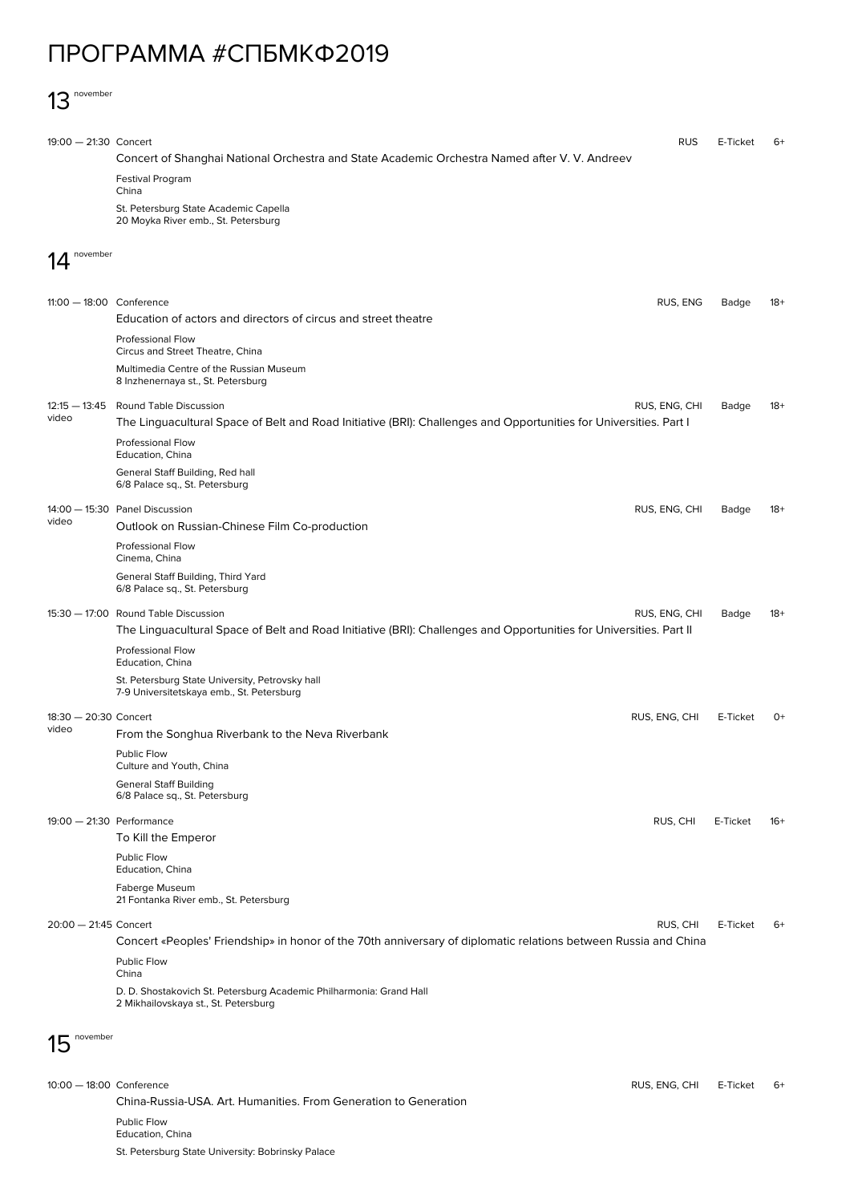# ПРОГРАММА #СПБМКФ2019

## 13 november

**19:00 — 21:30** Concert | RUS | E-Ticket | 6+

Concert of Shanghai National Orchestra and State Academic Orchestra Named after V. V. Andreev

Festival Program
China

St. Petersburg State Academic Capella
20 Moyka River emb., St. Petersburg

## 14 november

**11:00 — 18:00** Conference | RUS, ENG | Badge | 18+

Education of actors and directors of circus and street theatre

Professional Flow
Circus and Street Theatre, China

Multimedia Centre of the Russian Museum
8 Inzhenernaya st., St. Petersburg

**12:15 — 13:45** video | Round Table Discussion | RUS, ENG, CHI | Badge | 18+

The Linguacultural Space of Belt and Road Initiative (BRI): Challenges and Opportunities for Universities. Part I

Professional Flow
Education, China

General Staff Building, Red hall
6/8 Palace sq., St. Petersburg

**14:00 — 15:30** video | Panel Discussion | RUS, ENG, CHI | Badge | 18+

Outlook on Russian-Chinese Film Co-production

Professional Flow
Cinema, China

General Staff Building, Third Yard
6/8 Palace sq., St. Petersburg

**15:30 — 17:00** Round Table Discussion | RUS, ENG, CHI | Badge | 18+

The Linguacultural Space of Belt and Road Initiative (BRI): Challenges and Opportunities for Universities. Part II

Professional Flow
Education, China

St. Petersburg State University, Petrovsky hall
7-9 Universitetskaya emb., St. Petersburg

**18:30 — 20:30** video | Concert | RUS, ENG, CHI | E-Ticket | 0+

From the Songhua Riverbank to the Neva Riverbank

Public Flow
Culture and Youth, China

General Staff Building
6/8 Palace sq., St. Petersburg

**19:00 — 21:30** Performance | RUS, CHI | E-Ticket | 16+

To Kill the Emperor

Public Flow
Education, China

Faberge Museum
21 Fontanka River emb., St. Petersburg

**20:00 — 21:45** Concert | RUS, CHI | E-Ticket | 6+

Concert «Peoples' Friendship» in honor of the 70th anniversary of diplomatic relations between Russia and China

Public Flow
China

D. D. Shostakovich St. Petersburg Academic Philharmonia: Grand Hall
2 Mikhailovskaya st., St. Petersburg

## 15 november

**10:00 — 18:00** Conference | RUS, ENG, CHI | E-Ticket | 6+

China-Russia-USA. Art. Humanities. From Generation to Generation

Public Flow
Education, China

St. Petersburg State University: Bobrinsky Palace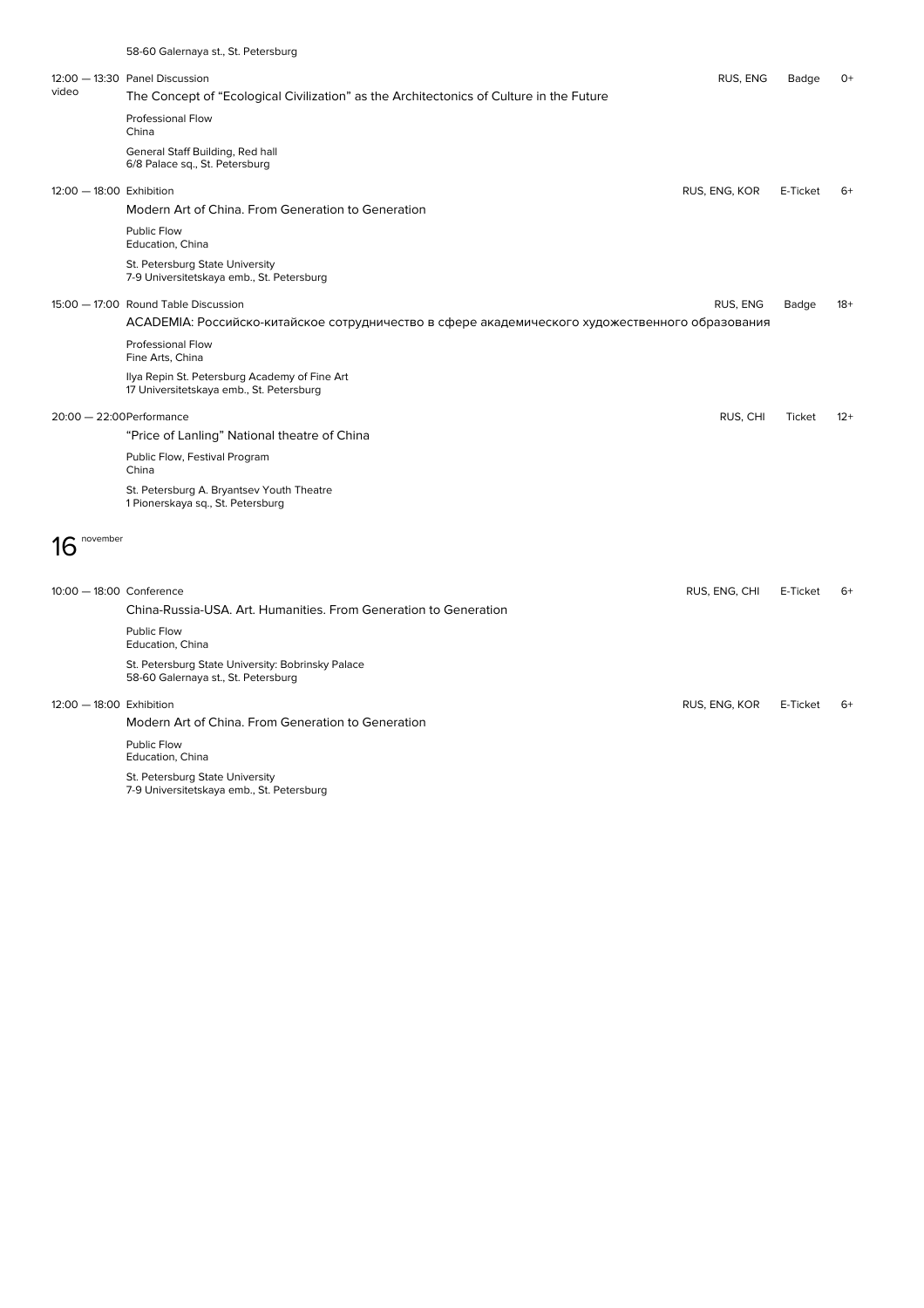58-60 Galernaya st., St. Petersburg

12:00 — 13:30 Panel Discussion
video

**The Concept of "Ecological Civilization" as the Architectonics of Culture in the Future**

RUS, ENG | Badge | 0+

Professional Flow
China

General Staff Building, Red hall
6/8 Palace sq., St. Petersburg

12:00 — 18:00 Exhibition

**Modern Art of China. From Generation to Generation**

RUS, ENG, KOR | E-Ticket | 6+

Public Flow
Education, China

St. Petersburg State University
7-9 Universitetskaya emb., St. Petersburg

15:00 — 17:00 Round Table Discussion

**ACADEMIA: Российско-китайское сотрудничество в сфере академического художественного образования**

RUS, ENG | Badge | 18+

Professional Flow
Fine Arts, China

Ilya Repin St. Petersburg Academy of Fine Art
17 Universitetskaya emb., St. Petersburg

20:00 — 22:00 Performance

**"Price of Lanling" National theatre of China**

RUS, CHI | Ticket | 12+

Public Flow, Festival Program
China

St. Petersburg A. Bryantsev Youth Theatre
1 Pionerskaya sq., St. Petersburg

## 16 november

10:00 — 18:00 Conference

**China-Russia-USA. Art. Humanities. From Generation to Generation**

RUS, ENG, CHI | E-Ticket | 6+

Public Flow
Education, China

St. Petersburg State University: Bobrinsky Palace
58-60 Galernaya st., St. Petersburg

12:00 — 18:00 Exhibition

**Modern Art of China. From Generation to Generation**

RUS, ENG, KOR | E-Ticket | 6+

Public Flow
Education, China

St. Petersburg State University
7-9 Universitetskaya emb., St. Petersburg